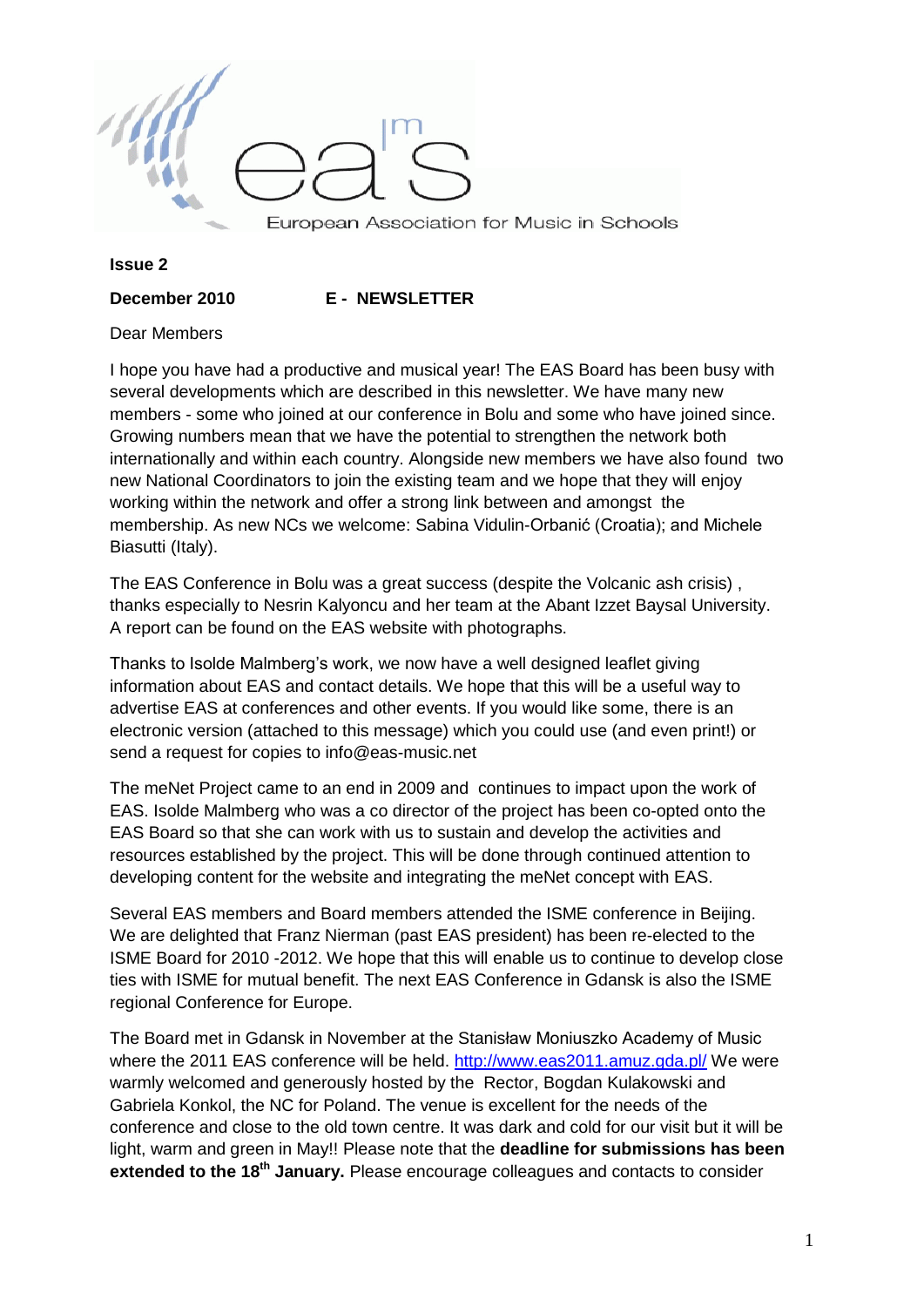European Association for Music in Schools

**Issue 2**

**December 2010** **E - NEWSLETTER**

Dear Members

I hope you have had a productive and musical year! The EAS Board has been busy with several developments which are described in this newsletter. We have many new members - some who joined at our conference in Bolu and some who have joined since. Growing numbers mean that we have the potential to strengthen the network both internationally and within each country. Alongside new members we have also found two new National Coordinators to join the existing team and we hope that they will enjoy working within the network and offer a strong link between and amongst the membership. As new NCs we welcome: Sabina Vidulin-Orbanić (Croatia); and Michele Biasutti (Italy).

The EAS Conference in Bolu was a great success (despite the Volcanic ash crisis) , thanks especially to Nesrin Kalyoncu and her team at the Abant Izzet Baysal University. A report can be found on the EAS website with photographs.

Thanks to Isolde Malmberg's work, we now have a well designed leaflet giving information about EAS and contact details. We hope that this will be a useful way to advertise EAS at conferences and other events. If you would like some, there is an electronic version (attached to this message) which you could use (and even print!) or send a request for copies to info@eas-music.net

The meNet Project came to an end in 2009 and continues to impact upon the work of EAS. Isolde Malmberg who was a co director of the project has been co-opted onto the EAS Board so that she can work with us to sustain and develop the activities and resources established by the project. This will be done through continued attention to developing content for the website and integrating the meNet concept with EAS.

Several EAS members and Board members attended the ISME conference in Beijing. We are delighted that Franz Nierman (past EAS president) has been re-elected to the ISME Board for 2010 -2012. We hope that this will enable us to continue to develop close ties with ISME for mutual benefit. The next EAS Conference in Gdansk is also the ISME regional Conference for Europe.

The Board met in Gdansk in November at the Stanisław Moniuszko Academy of Music where the 2011 EAS conference will be held. http://www.eas2011.amuz.gda.pl/ We were warmly welcomed and generously hosted by the Rector, Bogdan Kulakowski and Gabriela Konkol, the NC for Poland. The venue is excellent for the needs of the conference and close to the old town centre. It was dark and cold for our visit but it will be light, warm and green in May!! Please note that the **deadline for submissions has been extended to the 18th January.** Please encourage colleagues and contacts to consider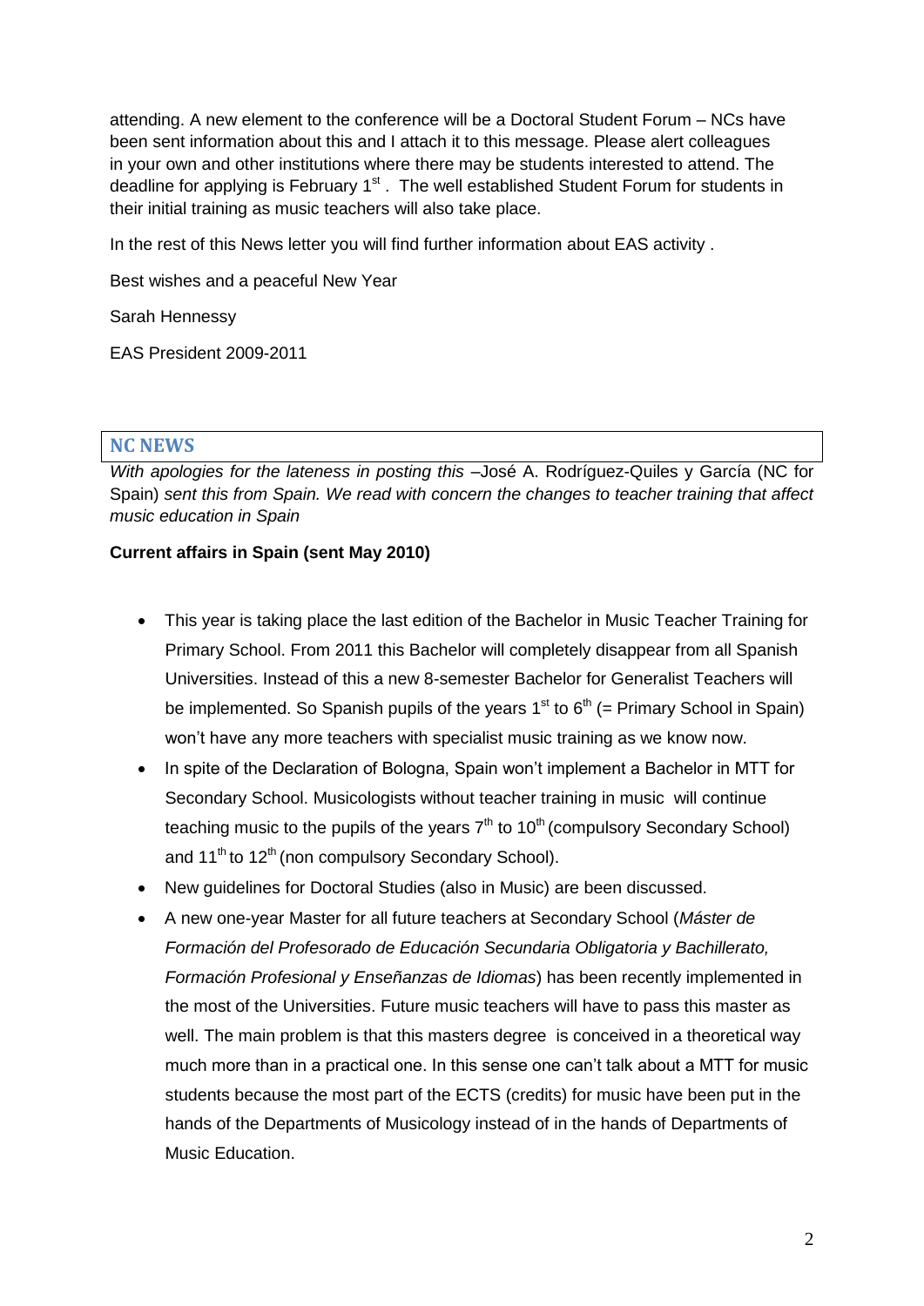attending. A new element to the conference will be a Doctoral Student Forum – NCs have been sent information about this and I attach it to this message. Please alert colleagues in your own and other institutions where there may be students interested to attend. The deadline for applying is February 1st . The well established Student Forum for students in their initial training as music teachers will also take place.

In the rest of this News letter you will find further information about EAS activity .

Best wishes and a peaceful New Year

Sarah Hennessy

EAS President 2009-2011

## NC NEWS

*With apologies for the lateness in posting this* –José A. Rodríguez-Quiles y García (NC for Spain) *sent this from Spain. We read with concern the changes to teacher training that affect music education in Spain*

**Current affairs in Spain (sent May 2010)**

- This year is taking place the last edition of the Bachelor in Music Teacher Training for Primary School. From 2011 this Bachelor will completely disappear from all Spanish Universities. Instead of this a new 8-semester Bachelor for Generalist Teachers will be implemented. So Spanish pupils of the years 1st to 6th (= Primary School in Spain) won't have any more teachers with specialist music training as we know now.
- In spite of the Declaration of Bologna, Spain won't implement a Bachelor in MTT for Secondary School. Musicologists without teacher training in music will continue teaching music to the pupils of the years 7th to 10th (compulsory Secondary School) and 11th to 12th (non compulsory Secondary School).
- New guidelines for Doctoral Studies (also in Music) are been discussed.
- A new one-year Master for all future teachers at Secondary School (*Máster de Formación del Profesorado de Educación Secundaria Obligatoria y Bachillerato, Formación Profesional y Enseñanzas de Idiomas*) has been recently implemented in the most of the Universities. Future music teachers will have to pass this master as well. The main problem is that this masters degree is conceived in a theoretical way much more than in a practical one. In this sense one can't talk about a MTT for music students because the most part of the ECTS (credits) for music have been put in the hands of the Departments of Musicology instead of in the hands of Departments of Music Education.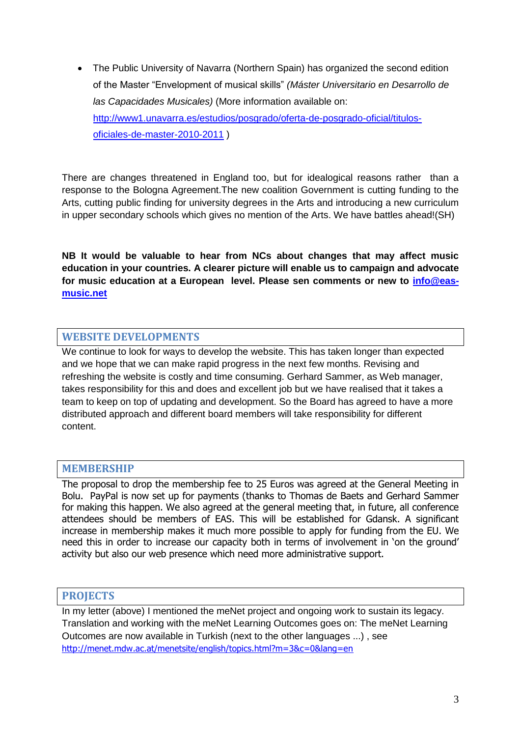- The Public University of Navarra (Northern Spain) has organized the second edition of the Master "Envelopment of musical skills" *(Máster Universitario en Desarrollo de las Capacidades Musicales)* (More information available on: [http://www1.unavarra.es/estudios/posgrado/oferta-de-posgrado-oficial/titulos-oficiales-de-master-2010-2011](http://www1.unavarra.es/estudios/posgrado/oferta-de-posgrado-oficial/titulos-oficiales-de-master-2010-2011) )

There are changes threatened in England too, but for idealogical reasons rather than a response to the Bologna Agreement.The new coalition Government is cutting funding to the Arts, cutting public finding for university degrees in the Arts and introducing a new curriculum in upper secondary schools which gives no mention of the Arts. We have battles ahead!(SH)

**NB It would be valuable to hear from NCs about changes that may affect music education in your countries. A clearer picture will enable us to campaign and advocate for music education at a European level. Please sen comments or new to [info@eas-music.net](mailto:info@eas-music.net)**

## WEBSITE DEVELOPMENTS

We continue to look for ways to develop the website. This has taken longer than expected and we hope that we can make rapid progress in the next few months. Revising and refreshing the website is costly and time consuming. Gerhard Sammer, as Web manager, takes responsibility for this and does and excellent job but we have realised that it takes a team to keep on top of updating and development. So the Board has agreed to have a more distributed approach and different board members will take responsibility for different content.

## MEMBERSHIP

The proposal to drop the membership fee to 25 Euros was agreed at the General Meeting in Bolu. PayPal is now set up for payments (thanks to Thomas de Baets and Gerhard Sammer for making this happen. We also agreed at the general meeting that, in future, all conference attendees should be members of EAS. This will be established for Gdansk. A significant increase in membership makes it much more possible to apply for funding from the EU. We need this in order to increase our capacity both in terms of involvement in 'on the ground' activity but also our web presence which need more administrative support.

## PROJECTS

In my letter (above) I mentioned the meNet project and ongoing work to sustain its legacy. Translation and working with the meNet Learning Outcomes goes on: The meNet Learning Outcomes are now available in Turkish (next to the other languages …) , see [http://menet.mdw.ac.at/menetsite/english/topics.html?m=3&c=0&lang=en](http://menet.mdw.ac.at/menetsite/english/topics.html?m=3&c=0&lang=en)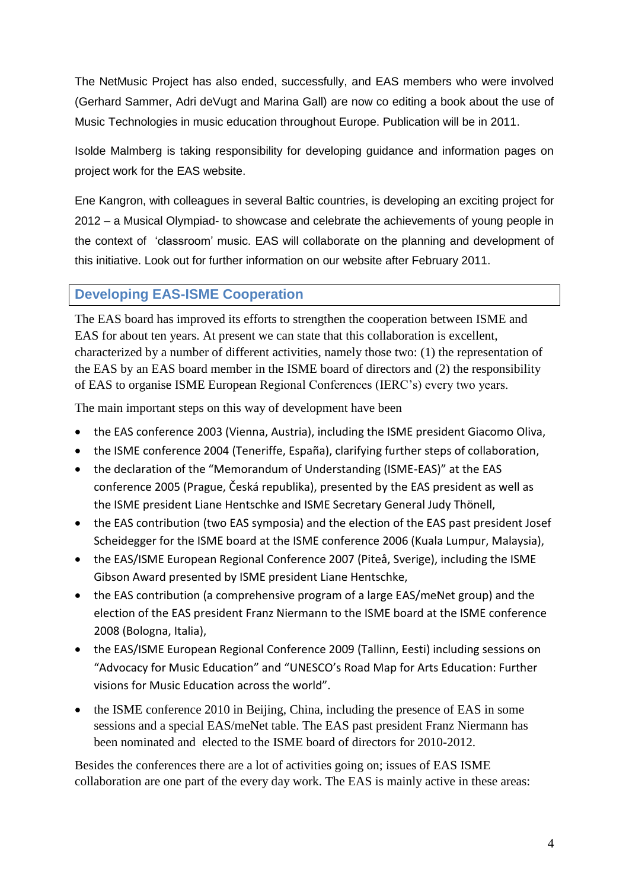The NetMusic Project has also ended, successfully, and EAS members who were involved (Gerhard Sammer, Adri deVugt and Marina Gall) are now co editing a book about the use of Music Technologies in music education throughout Europe. Publication will be in 2011.

Isolde Malmberg is taking responsibility for developing guidance and information pages on project work for the EAS website.

Ene Kangron, with colleagues in several Baltic countries, is developing an exciting project for 2012 – a Musical Olympiad- to showcase and celebrate the achievements of young people in the context of 'classroom' music. EAS will collaborate on the planning and development of this initiative. Look out for further information on our website after February 2011.

## Developing EAS-ISME Cooperation

The EAS board has improved its efforts to strengthen the cooperation between ISME and EAS for about ten years. At present we can state that this collaboration is excellent, characterized by a number of different activities, namely those two: (1) the representation of the EAS by an EAS board member in the ISME board of directors and (2) the responsibility of EAS to organise ISME European Regional Conferences (IERC's) every two years.

The main important steps on this way of development have been

- the EAS conference 2003 (Vienna, Austria), including the ISME president Giacomo Oliva,
- the ISME conference 2004 (Teneriffe, España), clarifying further steps of collaboration,
- the declaration of the "Memorandum of Understanding (ISME-EAS)" at the EAS conference 2005 (Prague, Česká republika), presented by the EAS president as well as the ISME president Liane Hentschke and ISME Secretary General Judy Thönell,
- the EAS contribution (two EAS symposia) and the election of the EAS past president Josef Scheidegger for the ISME board at the ISME conference 2006 (Kuala Lumpur, Malaysia),
- the EAS/ISME European Regional Conference 2007 (Piteå, Sverige), including the ISME Gibson Award presented by ISME president Liane Hentschke,
- the EAS contribution (a comprehensive program of a large EAS/meNet group) and the election of the EAS president Franz Niermann to the ISME board at the ISME conference 2008 (Bologna, Italia),
- the EAS/ISME European Regional Conference 2009 (Tallinn, Eesti) including sessions on "Advocacy for Music Education" and "UNESCO's Road Map for Arts Education: Further visions for Music Education across the world".
- the ISME conference 2010 in Beijing, China, including the presence of EAS in some sessions and a special EAS/meNet table. The EAS past president Franz Niermann has been nominated and elected to the ISME board of directors for 2010-2012.

Besides the conferences there are a lot of activities going on; issues of EAS ISME collaboration are one part of the every day work. The EAS is mainly active in these areas: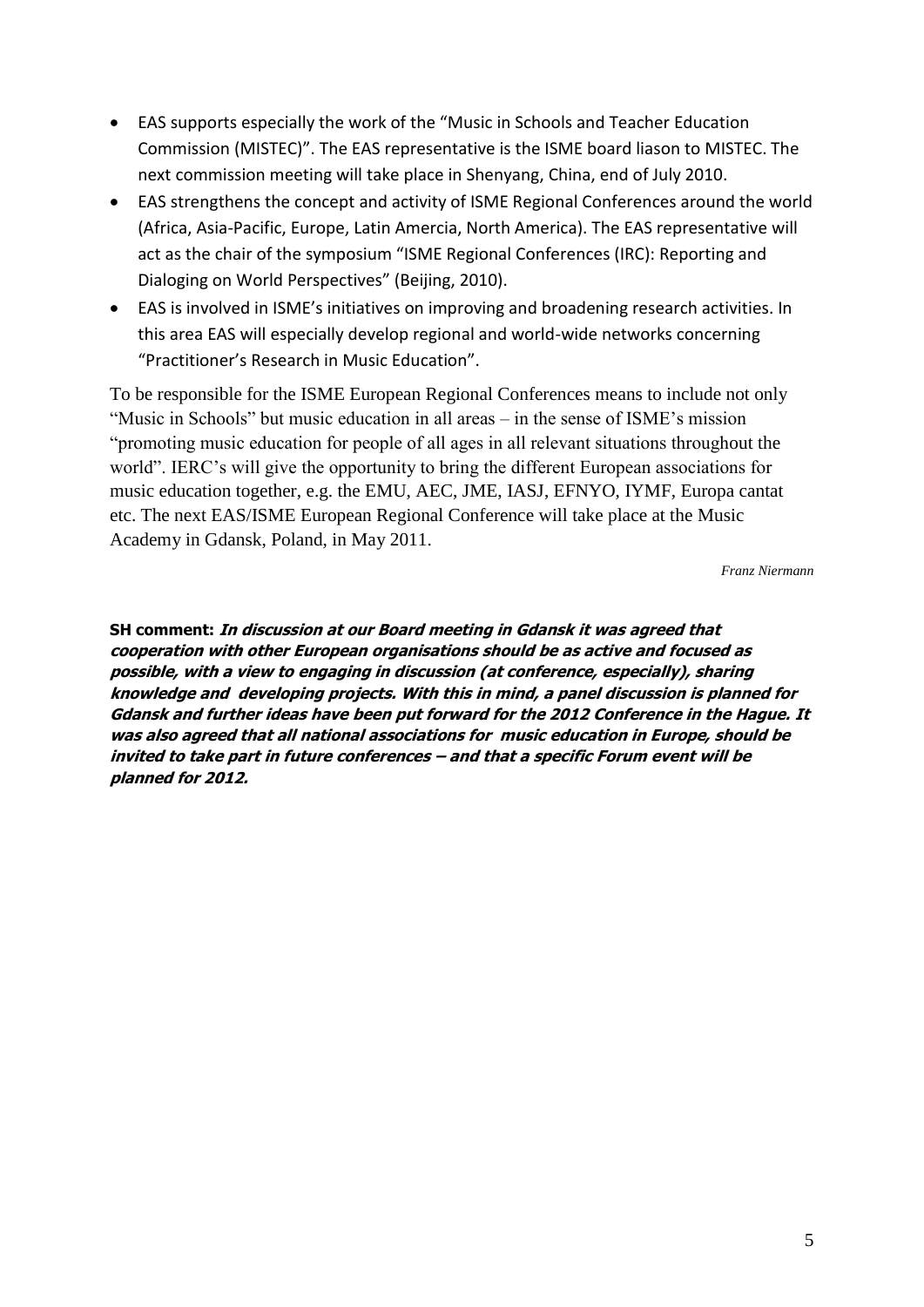- EAS supports especially the work of the "Music in Schools and Teacher Education Commission (MISTEC)". The EAS representative is the ISME board liason to MISTEC. The next commission meeting will take place in Shenyang, China, end of July 2010.
- EAS strengthens the concept and activity of ISME Regional Conferences around the world (Africa, Asia-Pacific, Europe, Latin Amercia, North America). The EAS representative will act as the chair of the symposium "ISME Regional Conferences (IRC): Reporting and Dialoging on World Perspectives" (Beijing, 2010).
- EAS is involved in ISME's initiatives on improving and broadening research activities. In this area EAS will especially develop regional and world-wide networks concerning "Practitioner's Research in Music Education".

To be responsible for the ISME European Regional Conferences means to include not only "Music in Schools" but music education in all areas – in the sense of ISME's mission "promoting music education for people of all ages in all relevant situations throughout the world". IERC's will give the opportunity to bring the different European associations for music education together, e.g. the EMU, AEC, JME, IASJ, EFNYO, IYMF, Europa cantat etc. The next EAS/ISME European Regional Conference will take place at the Music Academy in Gdansk, Poland, in May 2011.

*Franz Niermann*

**SH comment:** ***In discussion at our Board meeting in Gdansk it was agreed that cooperation with other European organisations should be as active and focused as possible, with a view to engaging in discussion (at conference, especially), sharing knowledge and developing projects. With this in mind, a panel discussion is planned for Gdansk and further ideas have been put forward for the 2012 Conference in the Hague. It was also agreed that all national associations for music education in Europe, should be invited to take part in future conferences – and that a specific Forum event will be planned for 2012.***